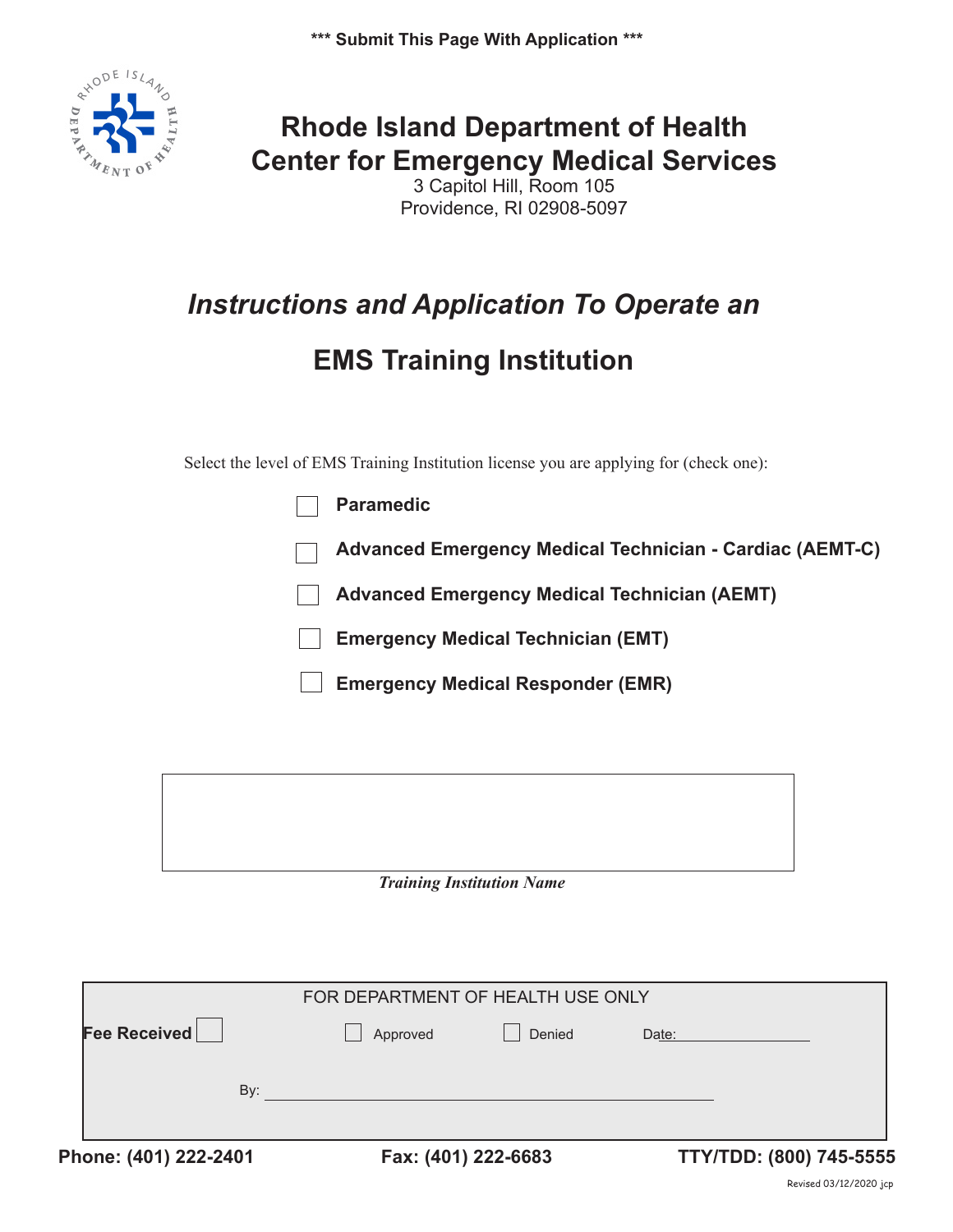**\*\*\* Submit This Page With Application \*\*\***

# Rhode Island Department of Health
# Center for Emergency Medical Services

3 Capitol Hill, Room 105
Providence, RI 02908-5097

## *Instructions and Application To Operate an*

## EMS Training Institution

Select the level of EMS Training Institution license you are applying for (check one):

- ☐ **Paramedic**
- ☐ **Advanced Emergency Medical Technician - Cardiac (AEMT-C)**
- ☐ **Advanced Emergency Medical Technician (AEMT)**
- ☐ **Emergency Medical Technician (EMT)**
- ☐ **Emergency Medical Responder (EMR)**

\_\_\_\_\_\_\_\_\_\_\_\_\_\_\_\_\_\_\_\_\_\_\_\_\_\_\_\_\_\_\_\_\_\_\_\_\_\_\_\_

***Training Institution Name***

| FOR DEPARTMENT OF HEALTH USE ONLY | | | |
|---|---|---|---|
| **Fee Received** ☐ | ☐ Approved | ☐ Denied | Date: \_\_\_\_\_\_\_\_\_\_ |
| By: \_\_\_\_\_\_\_\_\_\_\_\_\_\_\_\_\_\_\_\_ | | | |

**Phone: (401) 222-2401** **Fax: (401) 222-6683** **TTY/TDD: (800) 745-5555**

Revised 03/12/2020 jcp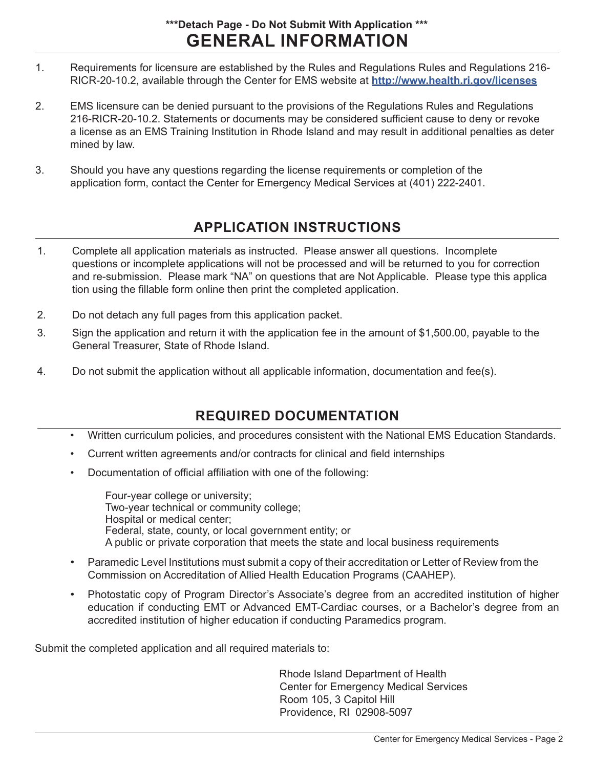***Detach Page - Do Not Submit With Application ***

# GENERAL INFORMATION

1. Requirements for licensure are established by the Rules and Regulations Rules and Regulations 216-RICR-20-10.2, available through the Center for EMS website at **[http://www.health.ri.gov/licenses](http://www.health.ri.gov/licenses)**

2. EMS licensure can be denied pursuant to the provisions of the Regulations Rules and Regulations 216-RICR-20-10.2. Statements or documents may be considered sufficient cause to deny or revoke a license as an EMS Training Institution in Rhode Island and may result in additional penalties as determined by law.

3. Should you have any questions regarding the license requirements or completion of the application form, contact the Center for Emergency Medical Services at (401) 222-2401.

## APPLICATION INSTRUCTIONS

1. Complete all application materials as instructed. Please answer all questions. Incomplete questions or incomplete applications will not be processed and will be returned to you for correction and re-submission. Please mark "NA" on questions that are Not Applicable. Please type this application using the fillable form online then print the completed application.

2. Do not detach any full pages from this application packet.

3. Sign the application and return it with the application fee in the amount of $1,500.00, payable to the General Treasurer, State of Rhode Island.

4. Do not submit the application without all applicable information, documentation and fee(s).

## REQUIRED DOCUMENTATION

- Written curriculum policies, and procedures consistent with the National EMS Education Standards.
- Current written agreements and/or contracts for clinical and field internships
- Documentation of official affiliation with one of the following:

  Four-year college or university;
  Two-year technical or community college;
  Hospital or medical center;
  Federal, state, county, or local government entity; or
  A public or private corporation that meets the state and local business requirements

- Paramedic Level Institutions must submit a copy of their accreditation or Letter of Review from the Commission on Accreditation of Allied Health Education Programs (CAAHEP).
- Photostatic copy of Program Director's Associate's degree from an accredited institution of higher education if conducting EMT or Advanced EMT-Cardiac courses, or a Bachelor's degree from an accredited institution of higher education if conducting Paramedics program.

Submit the completed application and all required materials to:

Rhode Island Department of Health
Center for Emergency Medical Services
Room 105, 3 Capitol Hill
Providence, RI 02908-5097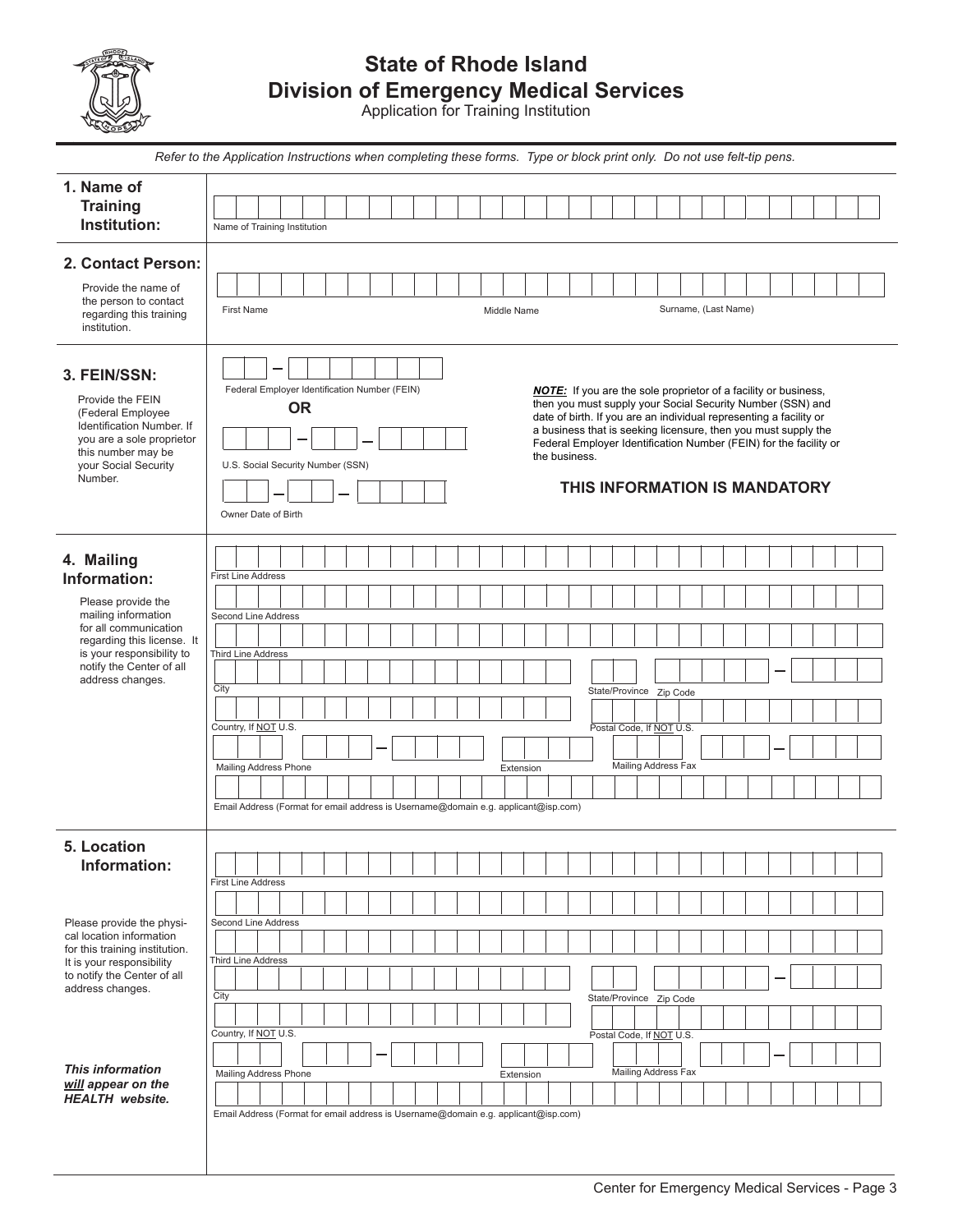# State of Rhode Island
## Division of Emergency Medical Services
Application for Training Institution

*Refer to the Application Instructions when completing these forms. Type or block print only. Do not use felt-tip pens.*

### 1. Name of Training Institution:

Name of Training Institution

### 2. Contact Person:

Provide the name of the person to contact regarding this training institution.

First Name | Middle Name | Surname, (Last Name)

### 3. FEIN/SSN:

Provide the FEIN (Federal Employee Identification Number. If you are a sole proprietor this number may be your Social Security Number.

Federal Employer Identification Number (FEIN)

**OR**

U.S. Social Security Number (SSN)

Owner Date of Birth

***NOTE:*** If you are the sole proprietor of a facility or business, then you must supply your Social Security Number (SSN) and date of birth. If you are an individual representing a facility or a business that is seeking licensure, then you must supply the Federal Employer Identification Number (FEIN) for the facility or the business.

**THIS INFORMATION IS MANDATORY**

### 4. Mailing Information:

Please provide the mailing information for all communication regarding this license. It is your responsibility to notify the Center of all address changes.

First Line Address

Second Line Address

Third Line Address

City | State/Province | Zip Code

Country, If NOT U.S. | Postal Code, If NOT U.S.

Mailing Address Phone | Extension | Mailing Address Fax

Email Address (Format for email address is Username@domain e.g. applicant@isp.com)

### 5. Location Information:

Please provide the physical location information for this training institution. It is your responsibility to notify the Center of all address changes.

***This information will appear on the HEALTH website.***

First Line Address

Second Line Address

Third Line Address

City | State/Province | Zip Code

Country, If NOT U.S. | Postal Code, If NOT U.S.

Mailing Address Phone | Extension | Mailing Address Fax

Email Address (Format for email address is Username@domain e.g. applicant@isp.com)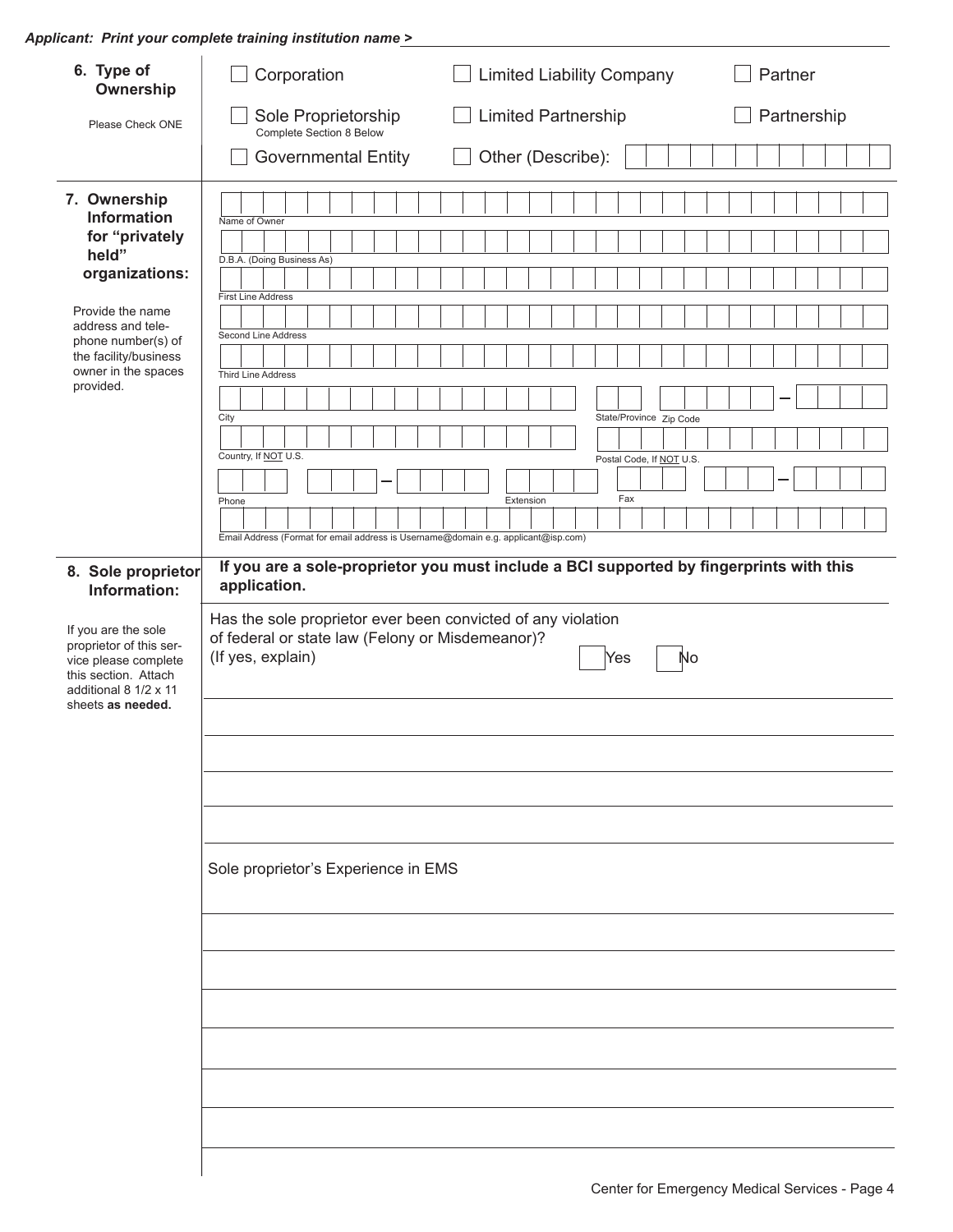***Applicant: Print your complete training institution name >*** ______________________________

## 6. Type of Ownership

Please Check ONE

- ☐ Corporation
- ☐ Limited Liability Company
- ☐ Partner
- ☐ Sole Proprietorship (Complete Section 8 Below)
- ☐ Limited Partnership
- ☐ Partnership
- ☐ Governmental Entity
- ☐ Other (Describe): ______________________________

## 7. Ownership Information for "privately held" organizations:

Provide the name address and telephone number(s) of the facility/business owner in the spaces provided.

Name of Owner ______________________________

D.B.A. (Doing Business As) ______________________________

First Line Address ______________________________

Second Line Address ______________________________

Third Line Address ______________________________

City ______________________________ State/Province ____ Zip Code ________ – ____

Country, If NOT U.S. ______________________________ Postal Code, If NOT U.S. ______________________________

Phone ( ____ ) ____ – ______ Extension ______ Fax ( ____ ) ____ – ______

Email Address (Format for email address is Username@domain e.g. applicant@isp.com) ______________________________

## 8. Sole proprietor Information:

If you are the sole proprietor of this service please complete this section. Attach additional 8 1/2 x 11 sheets **as needed.**

**If you are a sole-proprietor you must include a BCI supported by fingerprints with this application.**

Has the sole proprietor ever been convicted of any violation of federal or state law (Felony or Misdemeanor)? (If yes, explain) ☐ Yes ☐ No

______________________________

______________________________

______________________________

______________________________

Sole proprietor's Experience in EMS

______________________________

______________________________

______________________________

______________________________

______________________________

______________________________

______________________________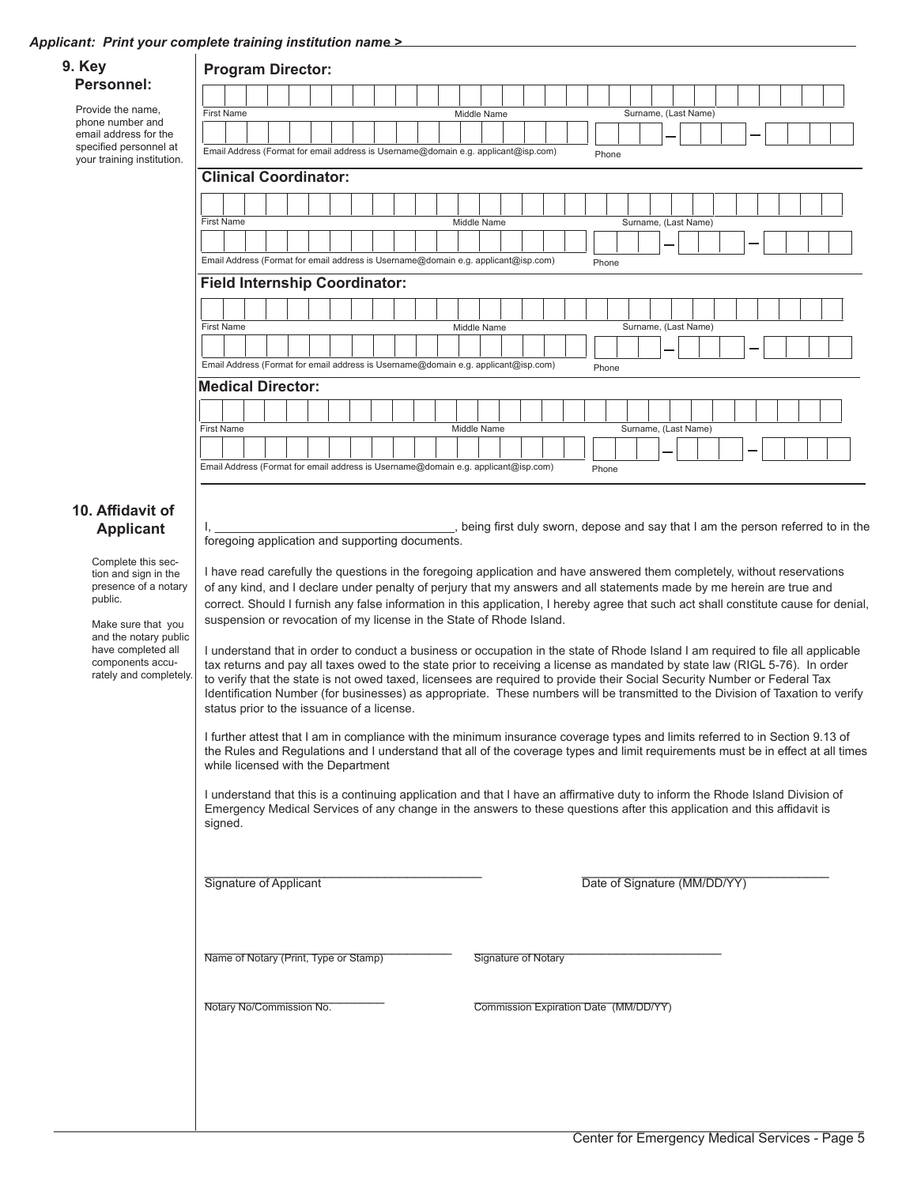*Applicant: Print your complete training institution name >* ______________________________

## 9. Key Personnel:

Provide the name, phone number and email address for the specified personnel at your training institution.

### Program Director:

First Name | Middle Name | Surname, (Last Name)

Email Address (Format for email address is Username@domain e.g. applicant@isp.com) | Phone ___ – ___ – ____

### Clinical Coordinator:

First Name | Middle Name | Surname, (Last Name)

Email Address (Format for email address is Username@domain e.g. applicant@isp.com) | Phone ___ – ___ – ____

### Field Internship Coordinator:

First Name | Middle Name | Surname, (Last Name)

Email Address (Format for email address is Username@domain e.g. applicant@isp.com) | Phone ___ – ___ – ____

### Medical Director:

First Name | Middle Name | Surname, (Last Name)

Email Address (Format for email address is Username@domain e.g. applicant@isp.com) | Phone ___ – ___ – ____

## 10. Affidavit of Applicant

Complete this section and sign in the presence of a notary public.

Make sure that you and the notary public have completed all components accurately and completely.

I, ___________________________________, being first duly sworn, depose and say that I am the person referred to in the foregoing application and supporting documents.

I have read carefully the questions in the foregoing application and have answered them completely, without reservations of any kind, and I declare under penalty of perjury that my answers and all statements made by me herein are true and correct. Should I furnish any false information in this application, I hereby agree that such act shall constitute cause for denial, suspension or revocation of my license in the State of Rhode Island.

I understand that in order to conduct a business or occupation in the state of Rhode Island I am required to file all applicable tax returns and pay all taxes owed to the state prior to receiving a license as mandated by state law (RIGL 5-76). In order to verify that the state is not owed taxed, licensees are required to provide their Social Security Number or Federal Tax Identification Number (for businesses) as appropriate. These numbers will be transmitted to the Division of Taxation to verify status prior to the issuance of a license.

I further attest that I am in compliance with the minimum insurance coverage types and limits referred to in Section 9.13 of the Rules and Regulations and I understand that all of the coverage types and limit requirements must be in effect at all times while licensed with the Department

I understand that this is a continuing application and that I have an affirmative duty to inform the Rhode Island Division of Emergency Medical Services of any change in the answers to these questions after this application and this affidavit is signed.

____________________________________________
Signature of Applicant

____________________________________________
Date of Signature (MM/DD/YY)

____________________________________________
Name of Notary (Print, Type or Stamp)

____________________________________________
Signature of Notary

____________________________________________
Notary No/Commission No.

____________________________________________
Commission Expiration Date (MM/DD/YY)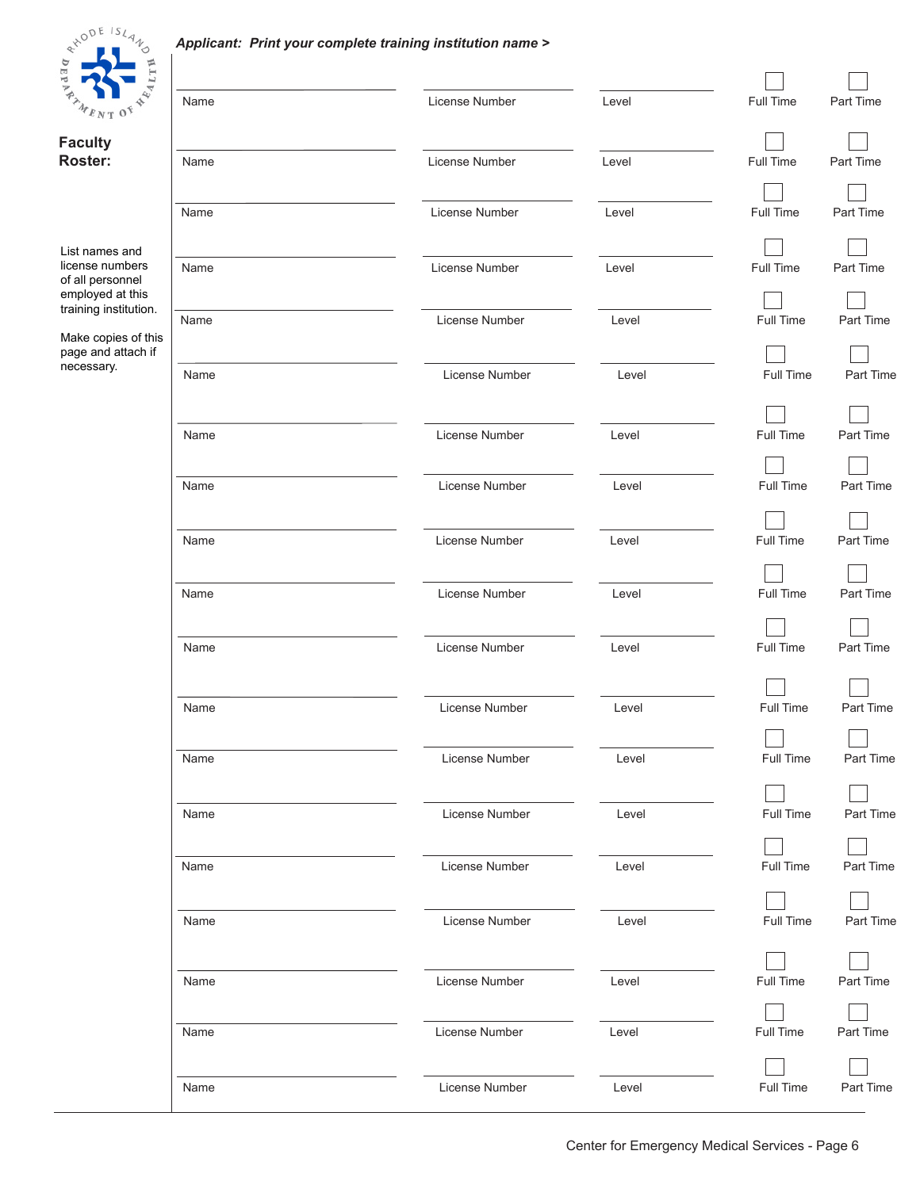***Applicant: Print your complete training institution name >***

## Faculty Roster:

List names and license numbers of all personnel employed at this training institution.

Make copies of this page and attach if necessary.

| Name | License Number | Level | Full Time | Part Time |
|---|---|---|---|---|
| | | | ☐ | ☐ |
| | | | ☐ | ☐ |
| | | | ☐ | ☐ |
| | | | ☐ | ☐ |
| | | | ☐ | ☐ |
| | | | ☐ | ☐ |
| | | | ☐ | ☐ |
| | | | ☐ | ☐ |
| | | | ☐ | ☐ |
| | | | ☐ | ☐ |
| | | | ☐ | ☐ |
| | | | ☐ | ☐ |
| | | | ☐ | ☐ |
| | | | ☐ | ☐ |
| | | | ☐ | ☐ |
| | | | ☐ | ☐ |
| | | | ☐ | ☐ |
| | | | ☐ | ☐ |
| | | | ☐ | ☐ |
| | | | ☐ | ☐ |

Center for Emergency Medical Services